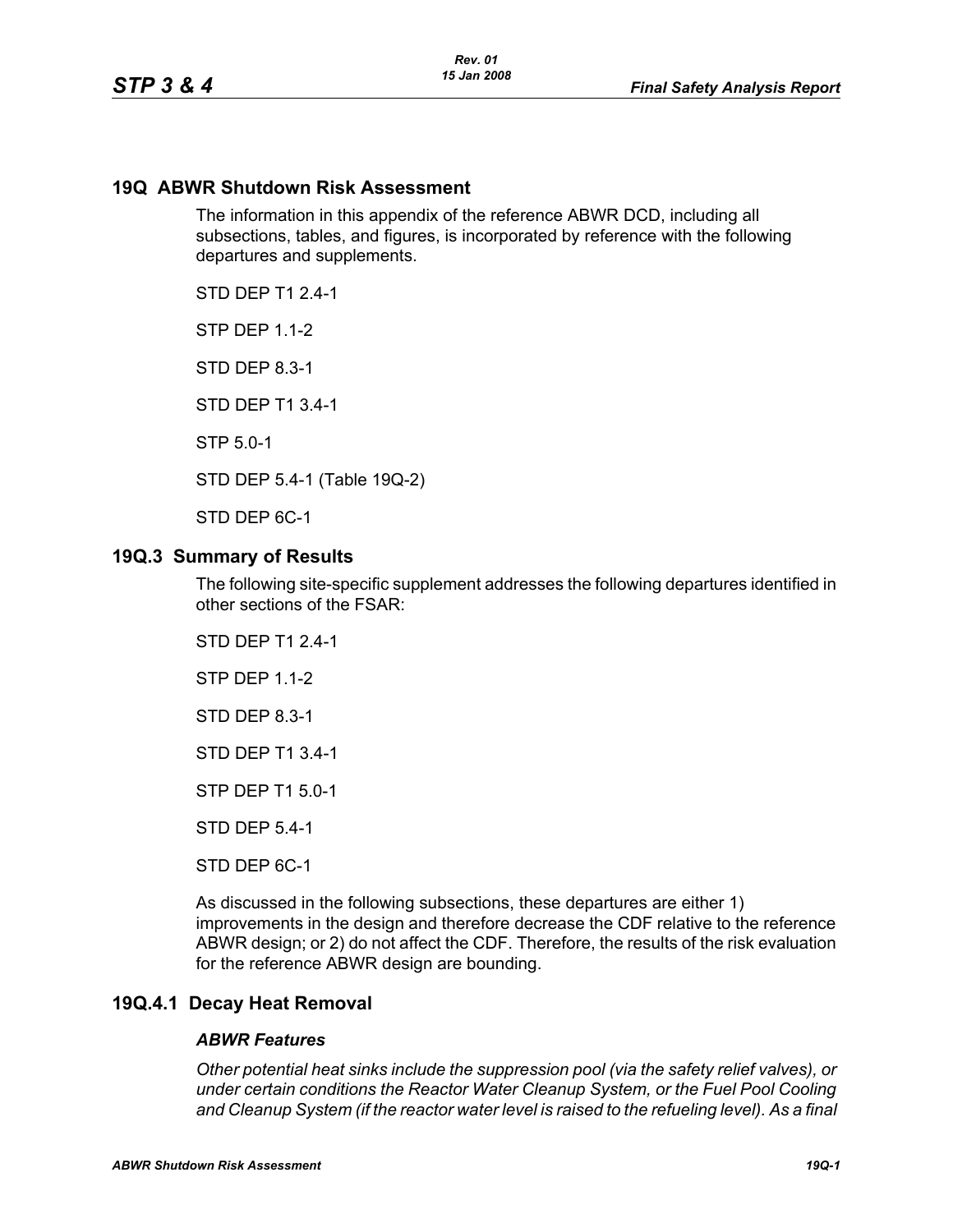## 19Q ABWR Shutdown Risk Assessment

The information in this appendix of the reference ABWR DCD, including all subsections, tables, and figures, is incorporated by reference with the following departures and supplements.

STD DEP T1 2.4-1

STP DEP 1.1-2

STD DEP 8.3-1

STD DEP T1 3.4-1

STP 5.0-1

STD DEP 5.4-1 (Table 19Q-2)

STD DEP 6C-1

## 19Q.3 Summary of Results

The following site-specific supplement addresses the following departures identified in other sections of the FSAR:

STD DEP T1 2.4-1

STP DEP 1.1-2

STD DEP 8.3-1

STD DEP T1 3.4-1

STP DEP T1 5.0-1

STD DEP 5.4-1

STD DEP 6C-1

As discussed in the following subsections, these departures are either 1) improvements in the design and therefore decrease the CDF relative to the reference ABWR design; or 2) do not affect the CDF. Therefore, the results of the risk evaluation for the reference ABWR design are bounding.

## 19Q.4.1 Decay Heat Removal

### *ABWR Features*

*Other potential heat sinks include the suppression pool (via the safety relief valves), or under certain conditions the Reactor Water Cleanup System, or the Fuel Pool Cooling and Cleanup System (if the reactor water level is raised to the refueling level). As a final*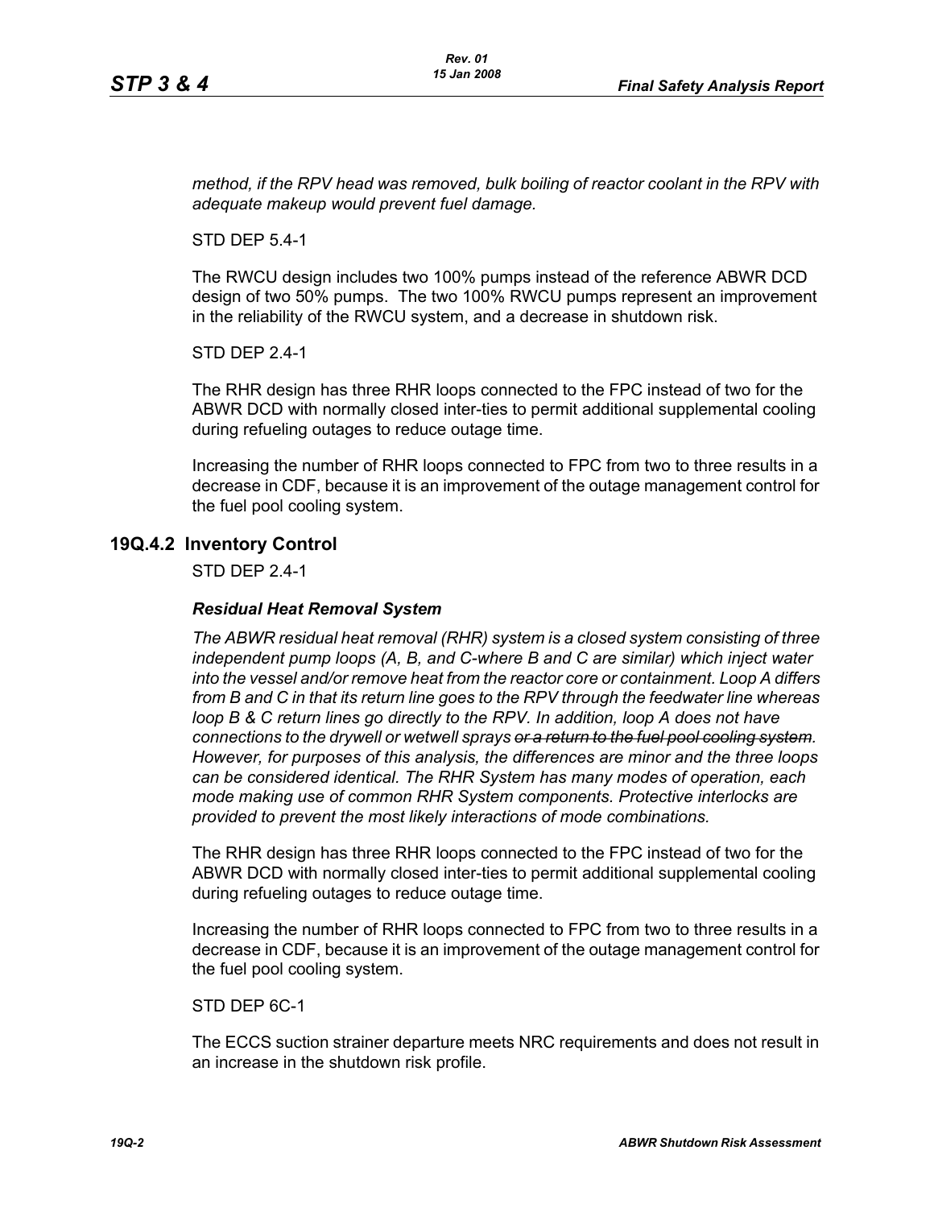*method, if the RPV head was removed, bulk boiling of reactor coolant in the RPV with adequate makeup would prevent fuel damage.*

STD DEP 5.4-1

The RWCU design includes two 100% pumps instead of the reference ABWR DCD design of two 50% pumps. The two 100% RWCU pumps represent an improvement in the reliability of the RWCU system, and a decrease in shutdown risk.

STD DEP 2.4-1

The RHR design has three RHR loops connected to the FPC instead of two for the ABWR DCD with normally closed inter-ties to permit additional supplemental cooling during refueling outages to reduce outage time.

Increasing the number of RHR loops connected to FPC from two to three results in a decrease in CDF, because it is an improvement of the outage management control for the fuel pool cooling system.

## 19Q.4.2 Inventory Control

STD DEP 2.4-1

### *Residual Heat Removal System*

*The ABWR residual heat removal (RHR) system is a closed system consisting of three independent pump loops (A, B, and C-where B and C are similar) which inject water into the vessel and/or remove heat from the reactor core or containment. Loop A differs from B and C in that its return line goes to the RPV through the feedwater line whereas loop B & C return lines go directly to the RPV. In addition, loop A does not have connections to the drywell or wetwell sprays ~~or a return to the fuel pool cooling system~~. However, for purposes of this analysis, the differences are minor and the three loops can be considered identical. The RHR System has many modes of operation, each mode making use of common RHR System components. Protective interlocks are provided to prevent the most likely interactions of mode combinations.*

The RHR design has three RHR loops connected to the FPC instead of two for the ABWR DCD with normally closed inter-ties to permit additional supplemental cooling during refueling outages to reduce outage time.

Increasing the number of RHR loops connected to FPC from two to three results in a decrease in CDF, because it is an improvement of the outage management control for the fuel pool cooling system.

STD DEP 6C-1

The ECCS suction strainer departure meets NRC requirements and does not result in an increase in the shutdown risk profile.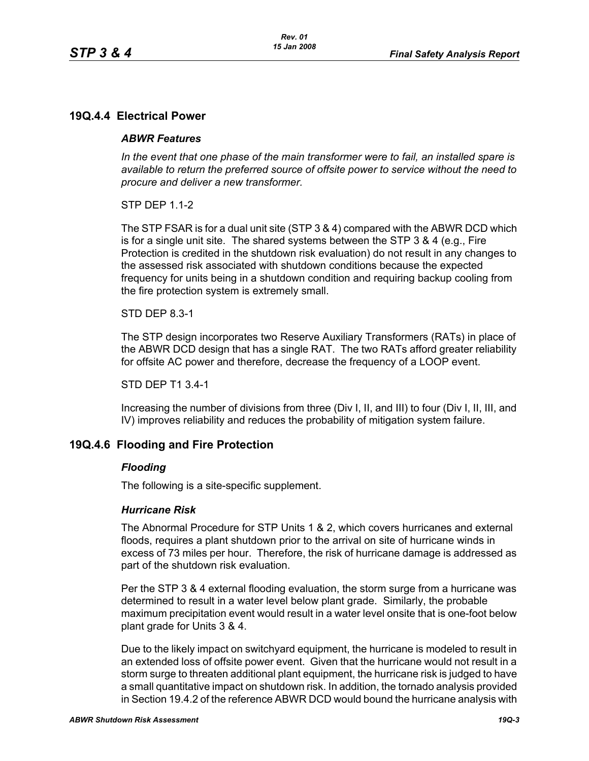## 19Q.4.4 Electrical Power

### *ABWR Features*

*In the event that one phase of the main transformer were to fail, an installed spare is available to return the preferred source of offsite power to service without the need to procure and deliver a new transformer.*

STP DEP 1.1-2

The STP FSAR is for a dual unit site (STP 3 & 4) compared with the ABWR DCD which is for a single unit site. The shared systems between the STP 3 & 4 (e.g., Fire Protection is credited in the shutdown risk evaluation) do not result in any changes to the assessed risk associated with shutdown conditions because the expected frequency for units being in a shutdown condition and requiring backup cooling from the fire protection system is extremely small.

STD DEP 8.3-1

The STP design incorporates two Reserve Auxiliary Transformers (RATs) in place of the ABWR DCD design that has a single RAT. The two RATs afford greater reliability for offsite AC power and therefore, decrease the frequency of a LOOP event.

STD DEP T1 3.4-1

Increasing the number of divisions from three (Div I, II, and III) to four (Div I, II, III, and IV) improves reliability and reduces the probability of mitigation system failure.

## 19Q.4.6 Flooding and Fire Protection

### *Flooding*

The following is a site-specific supplement.

### *Hurricane Risk*

The Abnormal Procedure for STP Units 1 & 2, which covers hurricanes and external floods, requires a plant shutdown prior to the arrival on site of hurricane winds in excess of 73 miles per hour. Therefore, the risk of hurricane damage is addressed as part of the shutdown risk evaluation.

Per the STP 3 & 4 external flooding evaluation, the storm surge from a hurricane was determined to result in a water level below plant grade. Similarly, the probable maximum precipitation event would result in a water level onsite that is one-foot below plant grade for Units 3 & 4.

Due to the likely impact on switchyard equipment, the hurricane is modeled to result in an extended loss of offsite power event. Given that the hurricane would not result in a storm surge to threaten additional plant equipment, the hurricane risk is judged to have a small quantitative impact on shutdown risk. In addition, the tornado analysis provided in Section 19.4.2 of the reference ABWR DCD would bound the hurricane analysis with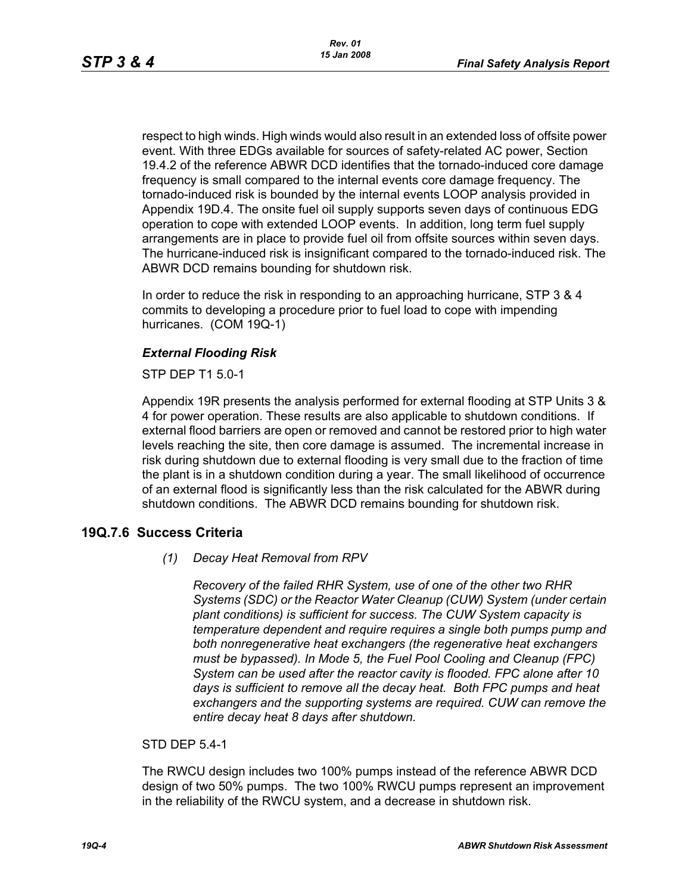respect to high winds. High winds would also result in an extended loss of offsite power event. With three EDGs available for sources of safety-related AC power, Section 19.4.2 of the reference ABWR DCD identifies that the tornado-induced core damage frequency is small compared to the internal events core damage frequency. The tornado-induced risk is bounded by the internal events LOOP analysis provided in Appendix 19D.4. The onsite fuel oil supply supports seven days of continuous EDG operation to cope with extended LOOP events. In addition, long term fuel supply arrangements are in place to provide fuel oil from offsite sources within seven days. The hurricane-induced risk is insignificant compared to the tornado-induced risk. The ABWR DCD remains bounding for shutdown risk.

In order to reduce the risk in responding to an approaching hurricane, STP 3 & 4 commits to developing a procedure prior to fuel load to cope with impending hurricanes. (COM 19Q-1)

### *External Flooding Risk*

STP DEP T1 5.0-1

Appendix 19R presents the analysis performed for external flooding at STP Units 3 & 4 for power operation. These results are also applicable to shutdown conditions. If external flood barriers are open or removed and cannot be restored prior to high water levels reaching the site, then core damage is assumed. The incremental increase in risk during shutdown due to external flooding is very small due to the fraction of time the plant is in a shutdown condition during a year. The small likelihood of occurrence of an external flood is significantly less than the risk calculated for the ABWR during shutdown conditions. The ABWR DCD remains bounding for shutdown risk.

## 19Q.7.6 Success Criteria

*(1) Decay Heat Removal from RPV*

*Recovery of the failed RHR System, use of one of the other two RHR Systems (SDC) or the Reactor Water Cleanup (CUW) System (under certain plant conditions) is sufficient for success. The CUW System capacity is temperature dependent and require requires a single both pumps pump and both nonregenerative heat exchangers (the regenerative heat exchangers must be bypassed). In Mode 5, the Fuel Pool Cooling and Cleanup (FPC) System can be used after the reactor cavity is flooded. FPC alone after 10 days is sufficient to remove all the decay heat. Both FPC pumps and heat exchangers and the supporting systems are required. CUW can remove the entire decay heat 8 days after shutdown.*

STD DEP 5.4-1

The RWCU design includes two 100% pumps instead of the reference ABWR DCD design of two 50% pumps. The two 100% RWCU pumps represent an improvement in the reliability of the RWCU system, and a decrease in shutdown risk.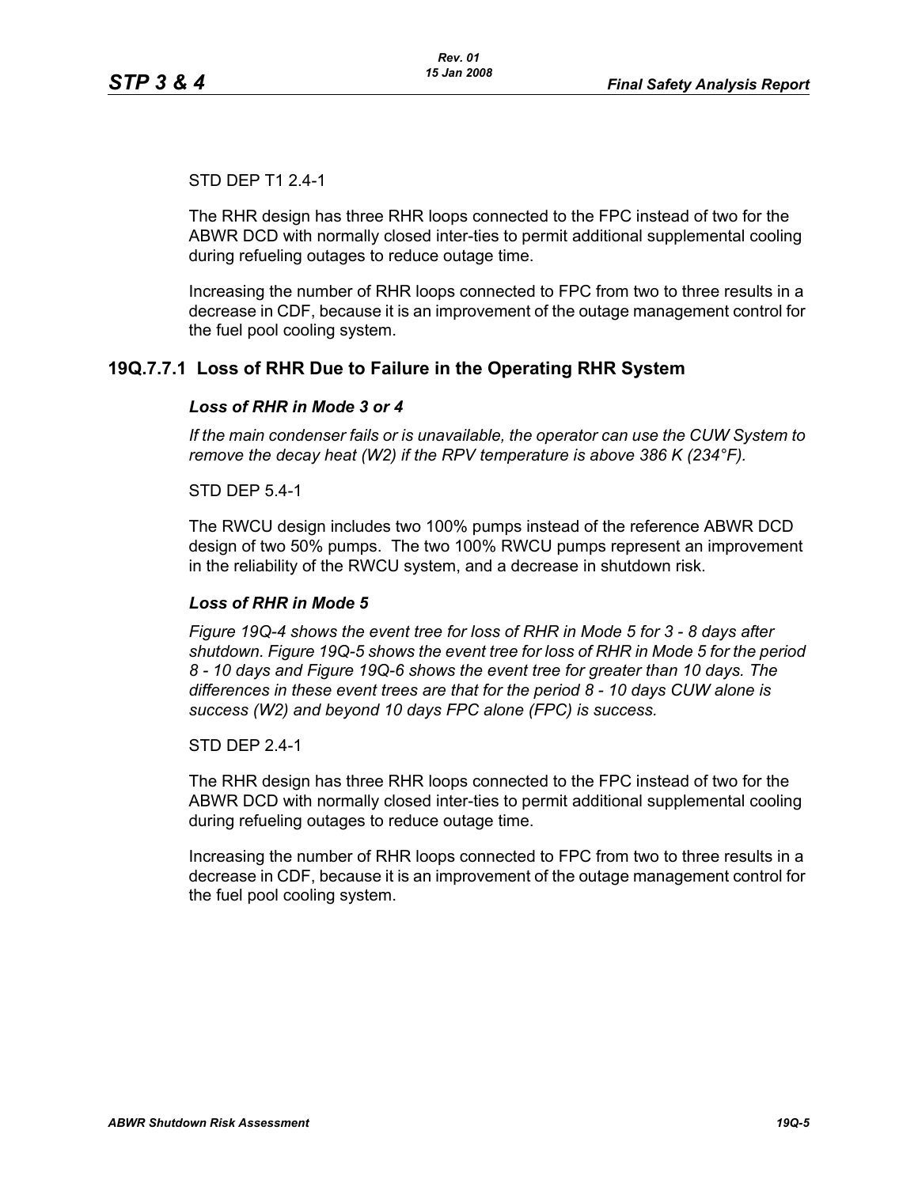STD DEP T1 2.4-1

The RHR design has three RHR loops connected to the FPC instead of two for the ABWR DCD with normally closed inter-ties to permit additional supplemental cooling during refueling outages to reduce outage time.

Increasing the number of RHR loops connected to FPC from two to three results in a decrease in CDF, because it is an improvement of the outage management control for the fuel pool cooling system.

## 19Q.7.7.1 Loss of RHR Due to Failure in the Operating RHR System

***Loss of RHR in Mode 3 or 4***

*If the main condenser fails or is unavailable, the operator can use the CUW System to remove the decay heat (W2) if the RPV temperature is above 386 K (234°F).*

STD DEP 5.4-1

The RWCU design includes two 100% pumps instead of the reference ABWR DCD design of two 50% pumps. The two 100% RWCU pumps represent an improvement in the reliability of the RWCU system, and a decrease in shutdown risk.

***Loss of RHR in Mode 5***

*Figure 19Q-4 shows the event tree for loss of RHR in Mode 5 for 3 - 8 days after shutdown. Figure 19Q-5 shows the event tree for loss of RHR in Mode 5 for the period 8 - 10 days and Figure 19Q-6 shows the event tree for greater than 10 days. The differences in these event trees are that for the period 8 - 10 days CUW alone is success (W2) and beyond 10 days FPC alone (FPC) is success.*

STD DEP 2.4-1

The RHR design has three RHR loops connected to the FPC instead of two for the ABWR DCD with normally closed inter-ties to permit additional supplemental cooling during refueling outages to reduce outage time.

Increasing the number of RHR loops connected to FPC from two to three results in a decrease in CDF, because it is an improvement of the outage management control for the fuel pool cooling system.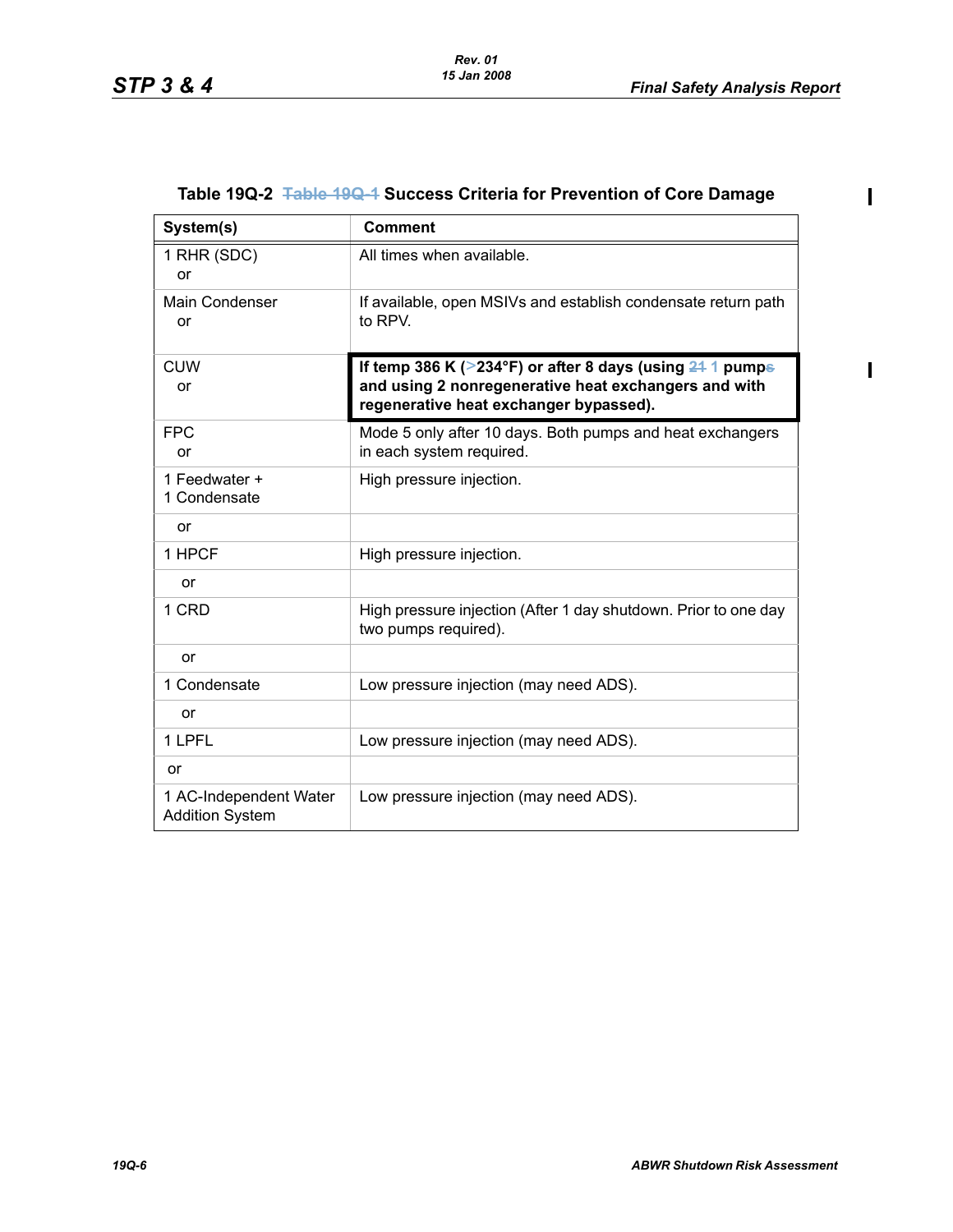### Table 19Q-2 ~~Table 19Q-1~~ Success Criteria for Prevention of Core Damage

| System(s) | Comment |
|---|---|
| 1 RHR (SDC)<br>or | All times when available. |
| Main Condenser<br>or | If available, open MSIVs and establish condensate return path to RPV. |
| CUW<br>or | **If temp 386 K (>234°F) or after 8 days (using ~~21~~ 1 pump~~s~~ and using 2 nonregenerative heat exchangers and with regenerative heat exchanger bypassed).** |
| FPC<br>or | Mode 5 only after 10 days. Both pumps and heat exchangers in each system required. |
| 1 Feedwater +<br>1 Condensate | High pressure injection. |
| or | |
| 1 HPCF | High pressure injection. |
| or | |
| 1 CRD | High pressure injection (After 1 day shutdown. Prior to one day two pumps required). |
| or | |
| 1 Condensate | Low pressure injection (may need ADS). |
| or | |
| 1 LPFL | Low pressure injection (may need ADS). |
| or | |
| 1 AC-Independent Water Addition System | Low pressure injection (may need ADS). |